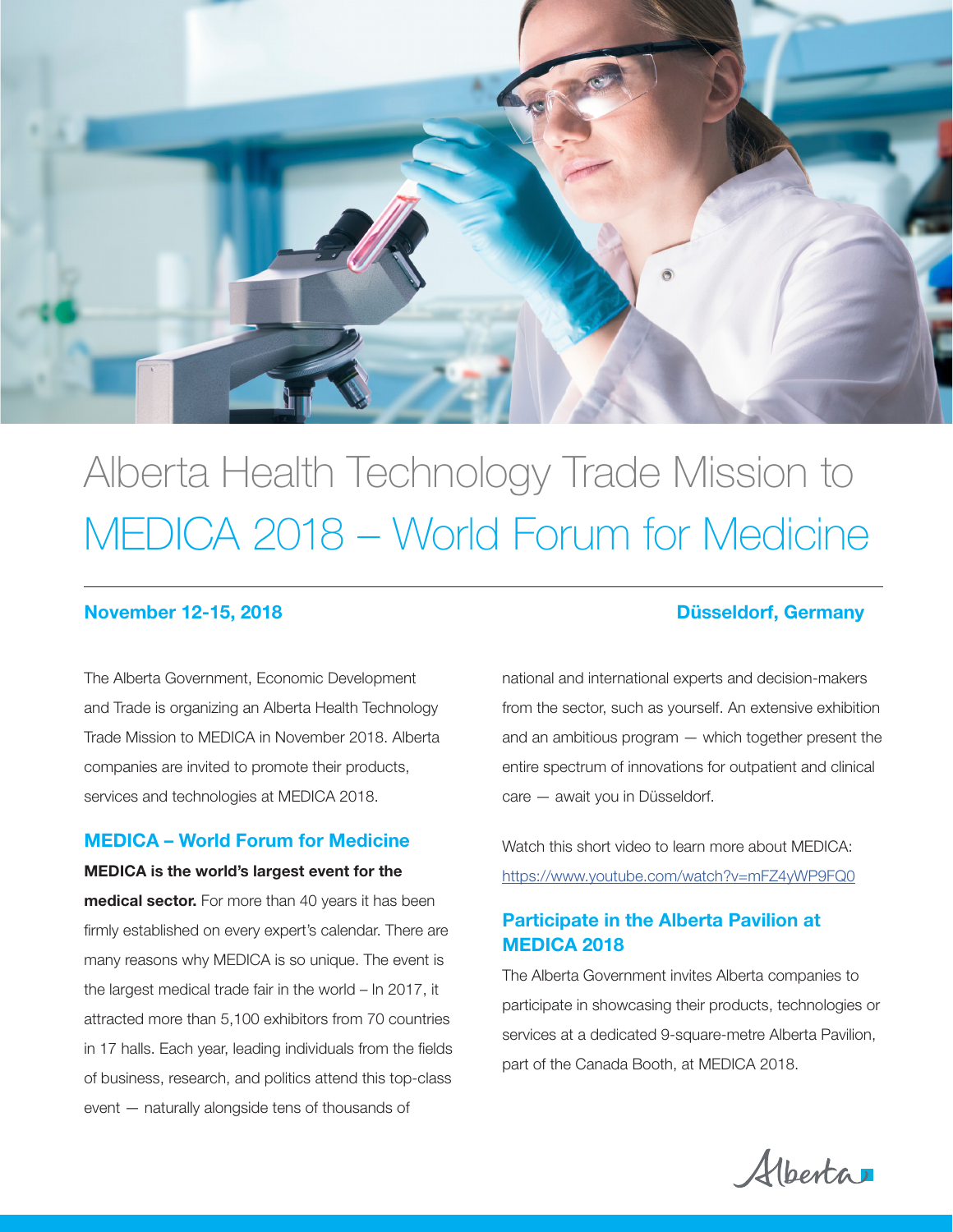# Alberta Health Technology Trade Mission to MEDICA 2018 – World Forum for Medicine

**November 12-15, 2018** **Düsseldorf, Germany**

The Alberta Government, Economic Development and Trade is organizing an Alberta Health Technology Trade Mission to MEDICA in November 2018. Alberta companies are invited to promote their products, services and technologies at MEDICA 2018.

## MEDICA – World Forum for Medicine

**MEDICA is the world's largest event for the medical sector.** For more than 40 years it has been firmly established on every expert's calendar. There are many reasons why MEDICA is so unique. The event is the largest medical trade fair in the world – In 2017, it attracted more than 5,100 exhibitors from 70 countries in 17 halls. Each year, leading individuals from the fields of business, research, and politics attend this top-class event — naturally alongside tens of thousands of national and international experts and decision-makers from the sector, such as yourself. An extensive exhibition and an ambitious program — which together present the entire spectrum of innovations for outpatient and clinical care — await you in Düsseldorf.

Watch this short video to learn more about MEDICA: https://www.youtube.com/watch?v=mFZ4yWP9FQ0

## Participate in the Alberta Pavilion at MEDICA 2018

The Alberta Government invites Alberta companies to participate in showcasing their products, technologies or services at a dedicated 9-square-metre Alberta Pavilion, part of the Canada Booth, at MEDICA 2018.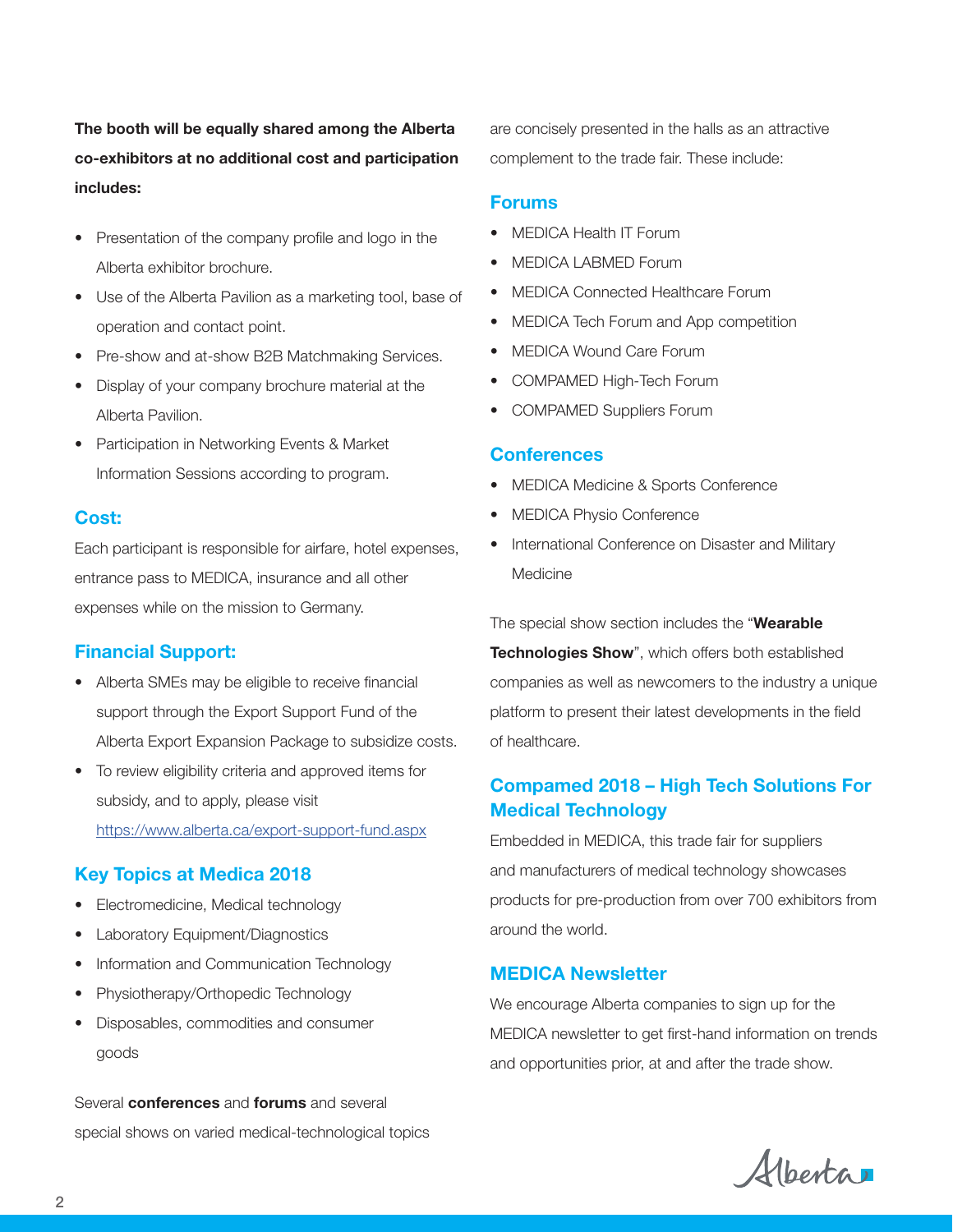**The booth will be equally shared among the Alberta co-exhibitors at no additional cost and participation includes:**

- Presentation of the company profile and logo in the Alberta exhibitor brochure.
- Use of the Alberta Pavilion as a marketing tool, base of operation and contact point.
- Pre-show and at-show B2B Matchmaking Services.
- Display of your company brochure material at the Alberta Pavilion.
- Participation in Networking Events & Market Information Sessions according to program.

## Cost:

Each participant is responsible for airfare, hotel expenses, entrance pass to MEDICA, insurance and all other expenses while on the mission to Germany.

## Financial Support:

- Alberta SMEs may be eligible to receive financial support through the Export Support Fund of the Alberta Export Expansion Package to subsidize costs.
- To review eligibility criteria and approved items for subsidy, and to apply, please visit https://www.alberta.ca/export-support-fund.aspx

## Key Topics at Medica 2018

- Electromedicine, Medical technology
- Laboratory Equipment/Diagnostics
- Information and Communication Technology
- Physiotherapy/Orthopedic Technology
- Disposables, commodities and consumer goods

Several **conferences** and **forums** and several special shows on varied medical-technological topics are concisely presented in the halls as an attractive complement to the trade fair. These include:

## Forums

- MEDICA Health IT Forum
- MEDICA LABMED Forum
- MEDICA Connected Healthcare Forum
- MEDICA Tech Forum and App competition
- MEDICA Wound Care Forum
- COMPAMED High-Tech Forum
- COMPAMED Suppliers Forum

## Conferences

- MEDICA Medicine & Sports Conference
- MEDICA Physio Conference
- International Conference on Disaster and Military Medicine

The special show section includes the "**Wearable Technologies Show**", which offers both established companies as well as newcomers to the industry a unique platform to present their latest developments in the field of healthcare.

## Compamed 2018 – High Tech Solutions For Medical Technology

Embedded in MEDICA, this trade fair for suppliers and manufacturers of medical technology showcases products for pre-production from over 700 exhibitors from around the world.

## MEDICA Newsletter

We encourage Alberta companies to sign up for the MEDICA newsletter to get first-hand information on trends and opportunities prior, at and after the trade show.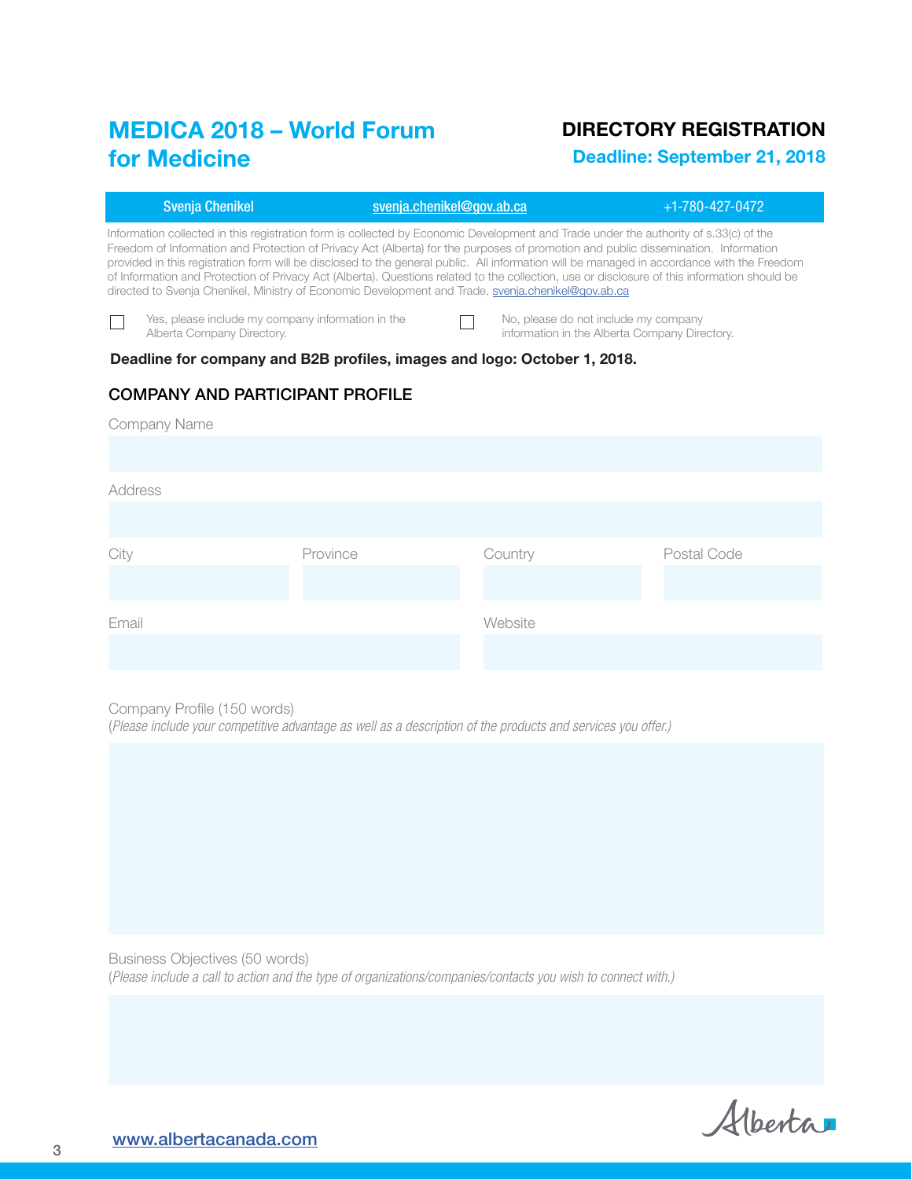# MEDICA 2018 – World Forum for Medicine

## DIRECTORY REGISTRATION

**Deadline: September 21, 2018**

Svenja Chenikel | svenja.chenikel@gov.ab.ca | +1-780-427-0472

Information collected in this registration form is collected by Economic Development and Trade under the authority of s.33(c) of the Freedom of Information and Protection of Privacy Act (Alberta) for the purposes of promotion and public dissemination. Information provided in this registration form will be disclosed to the general public. All information will be managed in accordance with the Freedom of Information and Protection of Privacy Act (Alberta). Questions related to the collection, use or disclosure of this information should be directed to Svenja Chenikel, Ministry of Economic Development and Trade, svenja.chenikel@gov.ab.ca

☐ Yes, please include my company information in the Alberta Company Directory.

☐ No, please do not include my company information in the Alberta Company Directory.

**Deadline for company and B2B profiles, images and logo: October 1, 2018.**

## COMPANY AND PARTICIPANT PROFILE

Company Name

Address

City | Province | Country | Postal Code

Email | Website

Company Profile (150 words)
(*Please include your competitive advantage as well as a description of the products and services you offer.*)

Business Objectives (50 words)
(*Please include a call to action and the type of organizations/companies/contacts you wish to connect with.*)

www.albertacanada.com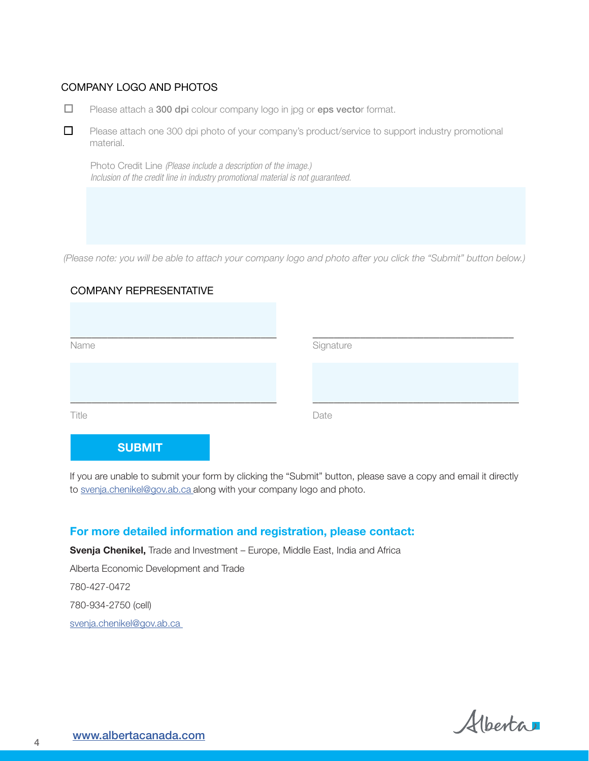## COMPANY LOGO AND PHOTOS

- ☐ Please attach a **300 dpi** colour company logo in jpg or **eps vecto**r format.
- ☐ Please attach one 300 dpi photo of your company's product/service to support industry promotional material.

Photo Credit Line *(Please include a description of the image.)*
*Inclusion of the credit line in industry promotional material is not guaranteed.*

*(Please note: you will be able to attach your company logo and photo after you click the "Submit" button below.)*

## COMPANY REPRESENTATIVE

Name

Signature

Title

Date

**SUBMIT**

If you are unable to submit your form by clicking the "Submit" button, please save a copy and email it directly to svenja.chenikel@gov.ab.ca along with your company logo and photo.

### For more detailed information and registration, please contact:

**Svenja Chenikel,** Trade and Investment – Europe, Middle East, India and Africa

Alberta Economic Development and Trade

780-427-0472

780-934-2750 (cell)

svenja.chenikel@gov.ab.ca

www.albertacanada.com

Alberta